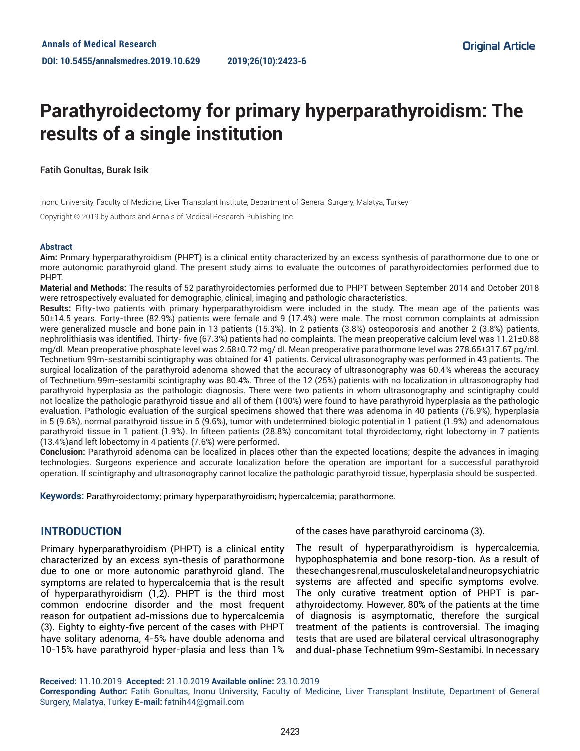Annals of Medical Research
DOI: 10.5455/annalsmedres.2019.10.629

Original Article

# Parathyroidectomy for primary hyperparathyroidism: The results of a single institution

Fatih Gonultas, Burak Isik

Inonu University, Faculty of Medicine, Liver Transplant Institute, Department of General Surgery, Malatya, Turkey

Copyright © 2019 by authors and Annals of Medical Research Publishing Inc.

### Abstract

**Aim:** Prımary hyperparathyroidism (PHPT) is a clinical entity characterized by an excess synthesis of parathormone due to one or more autonomic parathyroid gland. The present study aims to evaluate the outcomes of parathyroidectomies performed due to PHPT.

**Material and Methods:** The results of 52 parathyroidectomies performed due to PHPT between September 2014 and October 2018 were retrospectively evaluated for demographic, clinical, imaging and pathologic characteristics.

**Results:** Fifty-two patients with primary hyperparathyroidism were included in the study. The mean age of the patients was 50±14.5 years. Forty-three (82.9%) patients were female and 9 (17.4%) were male. The most common complaints at admission were generalized muscle and bone pain in 13 patients (15.3%). In 2 patients (3.8%) osteoporosis and another 2 (3.8%) patients, nephrolithiasis was identified. Thirty- five (67.3%) patients had no complaints. The mean preoperative calcium level was 11.21±0.88 mg/dl. Mean preoperative phosphate level was 2.58±0.72 mg/ dl. Mean preoperative parathormone level was 278.65±317.67 pg/ml. Technetium 99m-sestamibi scintigraphy was obtained for 41 patients. Cervical ultrasonography was performed in 43 patients. The surgical localization of the parathyroid adenoma showed that the accuracy of ultrasonography was 60.4% whereas the accuracy of Technetium 99m-sestamibi scintigraphy was 80.4%. Three of the 12 (25%) patients with no localization in ultrasonography had parathyroid hyperplasia as the pathologic diagnosis. There were two patients in whom ultrasonography and scintigraphy could not localize the pathologic parathyroid tissue and all of them (100%) were found to have parathyroid hyperplasia as the pathologic evaluation. Pathologic evaluation of the surgical specimens showed that there was adenoma in 40 patients (76.9%), hyperplasia in 5 (9.6%), normal parathyroid tissue in 5 (9.6%), tumor with undetermined biologic potential in 1 patient (1.9%) and adenomatous parathyroid tissue in 1 patient (1.9%). In fifteen patients (28.8%) concomitant total thyroidectomy, right lobectomy in 7 patients (13.4%)and left lobectomy in 4 patients (7.6%) were performed.

**Conclusion:** Parathyroid adenoma can be localized in places other than the expected locations; despite the advances in imaging technologies. Surgeons experience and accurate localization before the operation are important for a successful parathyroid operation. If scintigraphy and ultrasonography cannot localize the pathologic parathyroid tissue, hyperplasia should be suspected.

**Keywords:** Parathyroidectomy; primary hyperparathyroidism; hypercalcemia; parathormone.

## INTRODUCTION

Primary hyperparathyroidism (PHPT) is a clinical entity characterized by an excess syn-thesis of parathormone due to one or more autonomic parathyroid gland. The symptoms are related to hypercalcemia that is the result of hyperparathyroidism (1,2). PHPT is the third most common endocrine disorder and the most frequent reason for outpatient ad-missions due to hypercalcemia (3). Eighty to eighty-five percent of the cases with PHPT have solitary adenoma, 4-5% have double adenoma and 10-15% have parathyroid hyper-plasia and less than 1% of the cases have parathyroid carcinoma (3).

The result of hyperparathyroidism is hypercalcemia, hypophosphatemia and bone resorp-tion. As a result of these changes renal, musculoskeletal and neuropsychiatric systems are affected and specific symptoms evolve. The only curative treatment option of PHPT is par-athyroidectomy. However, 80% of the patients at the time of diagnosis is asymptomatic, therefore the surgical treatment of the patients is controversial. The imaging tests that are used are bilateral cervical ultrasonography and dual-phase Technetium 99m-Sestamibi. In necessary

**Received:** 11.10.2019 **Accepted:** 21.10.2019 **Available online:** 23.10.2019
**Corresponding Author:** Fatih Gonultas, Inonu University, Faculty of Medicine, Liver Transplant Institute, Department of General Surgery, Malatya, Turkey **E-mail:** fatnih44@gmail.com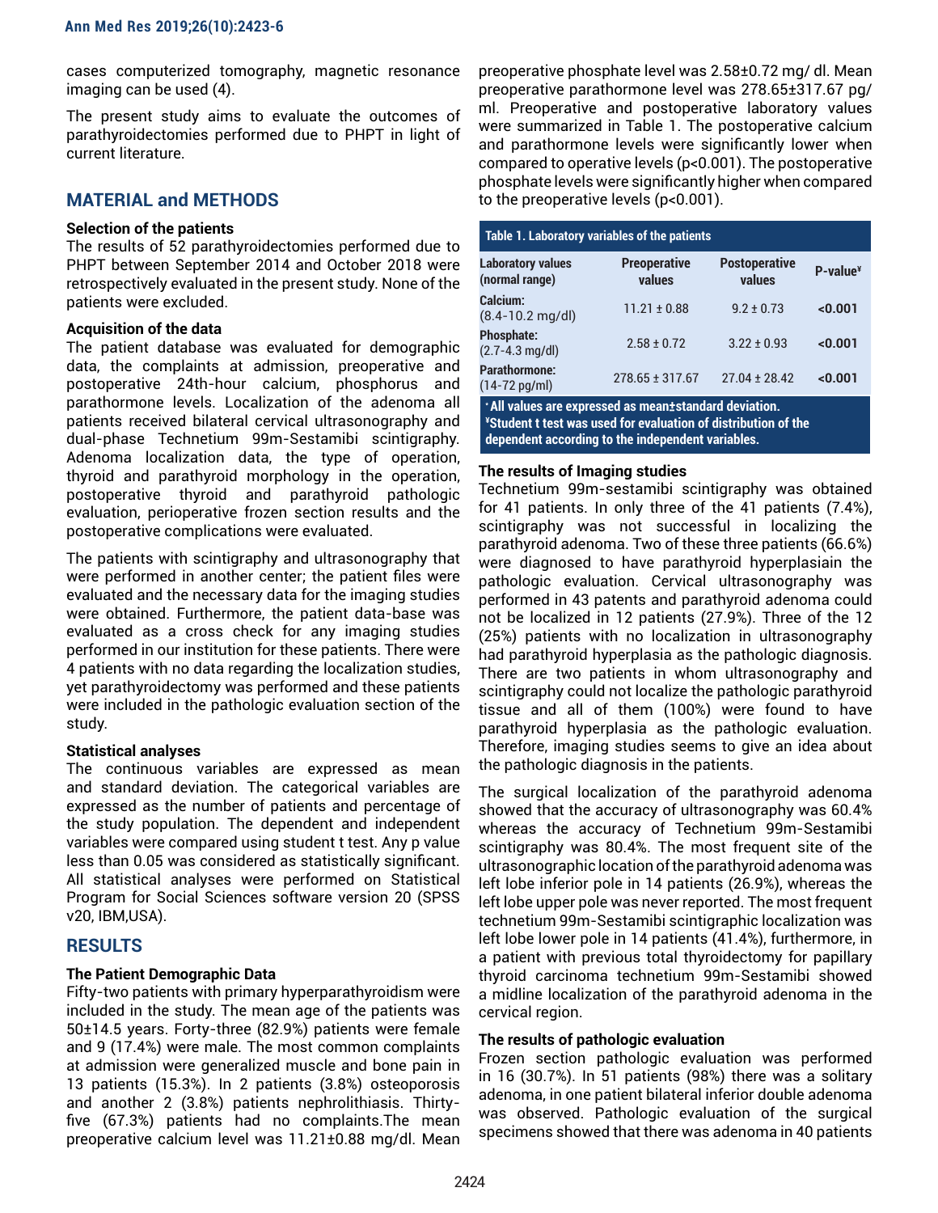cases computerized tomography, magnetic resonance imaging can be used (4).

The present study aims to evaluate the outcomes of parathyroidectomies performed due to PHPT in light of current literature.

## MATERIAL and METHODS

### Selection of the patients

The results of 52 parathyroidectomies performed due to PHPT between September 2014 and October 2018 were retrospectively evaluated in the present study. None of the patients were excluded.

### Acquisition of the data

The patient database was evaluated for demographic data, the complaints at admission, preoperative and postoperative 24th-hour calcium, phosphorus and parathormone levels. Localization of the adenoma all patients received bilateral cervical ultrasonography and dual-phase Technetium 99m-Sestamibi scintigraphy. Adenoma localization data, the type of operation, thyroid and parathyroid morphology in the operation, postoperative thyroid and parathyroid pathologic evaluation, perioperative frozen section results and the postoperative complications were evaluated.

The patients with scintigraphy and ultrasonography that were performed in another center; the patient files were evaluated and the necessary data for the imaging studies were obtained. Furthermore, the patient data-base was evaluated as a cross check for any imaging studies performed in our institution for these patients. There were 4 patients with no data regarding the localization studies, yet parathyroidectomy was performed and these patients were included in the pathologic evaluation section of the study.

### Statistical analyses

The continuous variables are expressed as mean and standard deviation. The categorical variables are expressed as the number of patients and percentage of the study population. The dependent and independent variables were compared using student t test. Any p value less than 0.05 was considered as statistically significant. All statistical analyses were performed on Statistical Program for Social Sciences software version 20 (SPSS v20, IBM,USA).

## RESULTS

### The Patient Demographic Data

Fifty-two patients with primary hyperparathyroidism were included in the study. The mean age of the patients was 50±14.5 years. Forty-three (82.9%) patients were female and 9 (17.4%) were male. The most common complaints at admission were generalized muscle and bone pain in 13 patients (15.3%). In 2 patients (3.8%) osteoporosis and another 2 (3.8%) patients nephrolithiasis. Thirty-five (67.3%) patients had no complaints.The mean preoperative calcium level was 11.21±0.88 mg/dl. Mean preoperative phosphate level was 2.58±0.72 mg/ dl. Mean preoperative parathormone level was 278.65±317.67 pg/ml. Preoperative and postoperative laboratory values were summarized in Table 1. The postoperative calcium and parathormone levels were significantly lower when compared to operative levels (p<0.001). The postoperative phosphate levels were significantly higher when compared to the preoperative levels (p<0.001).

**Table 1. Laboratory variables of the patients**

| Laboratory values (normal range) | Preoperative values | Postoperative values | P-value¥ |
|---|---|---|---|
| **Calcium:** (8.4-10.2 mg/dl) | 11.21 ± 0.88 | 9.2 ± 0.73 | **<0.001** |
| **Phosphate:** (2.7-4.3 mg/dl) | 2.58 ± 0.72 | 3.22 ± 0.93 | **<0.001** |
| **Parathormone:** (14-72 pg/ml) | 278.65 ± 317.67 | 27.04 ± 28.42 | **<0.001** |

**\* All values are expressed as mean±standard deviation.**
**¥Student t test was used for evaluation of distribution of the dependent according to the independent variables.**

### The results of Imaging studies

Technetium 99m-sestamibi scintigraphy was obtained for 41 patients. In only three of the 41 patients (7.4%), scintigraphy was not successful in localizing the parathyroid adenoma. Two of these three patients (66.6%) were diagnosed to have parathyroid hyperplasiain the pathologic evaluation. Cervical ultrasonography was performed in 43 patents and parathyroid adenoma could not be localized in 12 patients (27.9%). Three of the 12 (25%) patients with no localization in ultrasonography had parathyroid hyperplasia as the pathologic diagnosis. There are two patients in whom ultrasonography and scintigraphy could not localize the pathologic parathyroid tissue and all of them (100%) were found to have parathyroid hyperplasia as the pathologic evaluation. Therefore, imaging studies seems to give an idea about the pathologic diagnosis in the patients.

The surgical localization of the parathyroid adenoma showed that the accuracy of ultrasonography was 60.4% whereas the accuracy of Technetium 99m-Sestamibi scintigraphy was 80.4%. The most frequent site of the ultrasonographic location of the parathyroid adenoma was left lobe inferior pole in 14 patients (26.9%), whereas the left lobe upper pole was never reported. The most frequent technetium 99m-Sestamibi scintigraphic localization was left lobe lower pole in 14 patients (41.4%), furthermore, in a patient with previous total thyroidectomy for papillary thyroid carcinoma technetium 99m-Sestamibi showed a midline localization of the parathyroid adenoma in the cervical region.

### The results of pathologic evaluation

Frozen section pathologic evaluation was performed in 16 (30.7%). In 51 patients (98%) there was a solitary adenoma, in one patient bilateral inferior double adenoma was observed. Pathologic evaluation of the surgical specimens showed that there was adenoma in 40 patients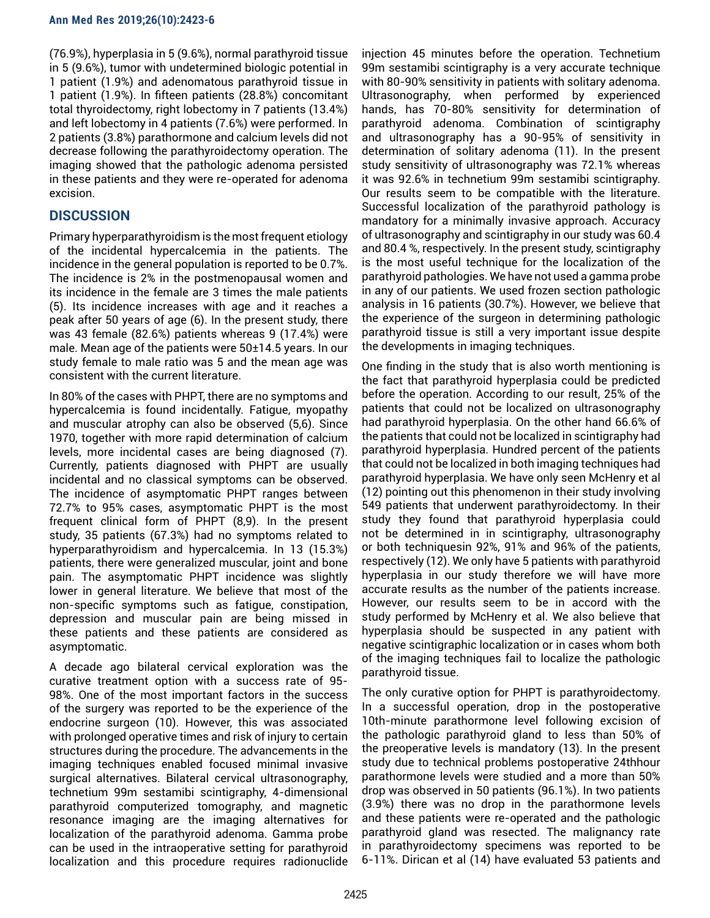(76.9%), hyperplasia in 5 (9.6%), normal parathyroid tissue in 5 (9.6%), tumor with undetermined biologic potential in 1 patient (1.9%) and adenomatous parathyroid tissue in 1 patient (1.9%). In fifteen patients (28.8%) concomitant total thyroidectomy, right lobectomy in 7 patients (13.4%) and left lobectomy in 4 patients (7.6%) were performed. In 2 patients (3.8%) parathormone and calcium levels did not decrease following the parathyroidectomy operation. The imaging showed that the pathologic adenoma persisted in these patients and they were re-operated for adenoma excision.

## DISCUSSION

Primary hyperparathyroidism is the most frequent etiology of the incidental hypercalcemia in the patients. The incidence in the general population is reported to be 0.7%. The incidence is 2% in the postmenopausal women and its incidence in the female are 3 times the male patients (5). Its incidence increases with age and it reaches a peak after 50 years of age (6). In the present study, there was 43 female (82.6%) patients whereas 9 (17.4%) were male. Mean age of the patients were 50±14.5 years. In our study female to male ratio was 5 and the mean age was consistent with the current literature.

In 80% of the cases with PHPT, there are no symptoms and hypercalcemia is found incidentally. Fatigue, myopathy and muscular atrophy can also be observed (5,6). Since 1970, together with more rapid determination of calcium levels, more incidental cases are being diagnosed (7). Currently, patients diagnosed with PHPT are usually incidental and no classical symptoms can be observed. The incidence of asymptomatic PHPT ranges between 72.7% to 95% cases, asymptomatic PHPT is the most frequent clinical form of PHPT (8,9). In the present study, 35 patients (67.3%) had no symptoms related to hyperparathyroidism and hypercalcemia. In 13 (15.3%) patients, there were generalized muscular, joint and bone pain. The asymptomatic PHPT incidence was slightly lower in general literature. We believe that most of the non-specific symptoms such as fatigue, constipation, depression and muscular pain are being missed in these patients and these patients are considered as asymptomatic.

A decade ago bilateral cervical exploration was the curative treatment option with a success rate of 95-98%. One of the most important factors in the success of the surgery was reported to be the experience of the endocrine surgeon (10). However, this was associated with prolonged operative times and risk of injury to certain structures during the procedure. The advancements in the imaging techniques enabled focused minimal invasive surgical alternatives. Bilateral cervical ultrasonography, technetium 99m sestamibi scintigraphy, 4-dimensional parathyroid computerized tomography, and magnetic resonance imaging are the imaging alternatives for localization of the parathyroid adenoma. Gamma probe can be used in the intraoperative setting for parathyroid localization and this procedure requires radionuclide injection 45 minutes before the operation. Technetium 99m sestamibi scintigraphy is a very accurate technique with 80-90% sensitivity in patients with solitary adenoma. Ultrasonography, when performed by experienced hands, has 70-80% sensitivity for determination of parathyroid adenoma. Combination of scintigraphy and ultrasonography has a 90-95% of sensitivity in determination of solitary adenoma (11). In the present study sensitivity of ultrasonography was 72.1% whereas it was 92.6% in technetium 99m sestamibi scintigraphy. Our results seem to be compatible with the literature. Successful localization of the parathyroid pathology is mandatory for a minimally invasive approach. Accuracy of ultrasonography and scintigraphy in our study was 60.4 and 80.4 %, respectively. In the present study, scintigraphy is the most useful technique for the localization of the parathyroid pathologies. We have not used a gamma probe in any of our patients. We used frozen section pathologic analysis in 16 patients (30.7%). However, we believe that the experience of the surgeon in determining pathologic parathyroid tissue is still a very important issue despite the developments in imaging techniques.

One finding in the study that is also worth mentioning is the fact that parathyroid hyperplasia could be predicted before the operation. According to our result, 25% of the patients that could not be localized on ultrasonography had parathyroid hyperplasia. On the other hand 66.6% of the patients that could not be localized in scintigraphy had parathyroid hyperplasia. Hundred percent of the patients that could not be localized in both imaging techniques had parathyroid hyperplasia. We have only seen McHenry et al (12) pointing out this phenomenon in their study involving 549 patients that underwent parathyroidectomy. In their study they found that parathyroid hyperplasia could not be determined in in scintigraphy, ultrasonography or both techniquesin 92%, 91% and 96% of the patients, respectively (12). We only have 5 patients with parathyroid hyperplasia in our study therefore we will have more accurate results as the number of the patients increase. However, our results seem to be in accord with the study performed by McHenry et al. We also believe that hyperplasia should be suspected in any patient with negative scintigraphic localization or in cases whom both of the imaging techniques fail to localize the pathologic parathyroid tissue.

The only curative option for PHPT is parathyroidectomy. In a successful operation, drop in the postoperative 10th-minute parathormone level following excision of the pathologic parathyroid gland to less than 50% of the preoperative levels is mandatory (13). In the present study due to technical problems postoperative 24thhour parathormone levels were studied and a more than 50% drop was observed in 50 patients (96.1%). In two patients (3.9%) there was no drop in the parathormone levels and these patients were re-operated and the pathologic parathyroid gland was resected. The malignancy rate in parathyroidectomy specimens was reported to be 6-11%. Dirican et al (14) have evaluated 53 patients and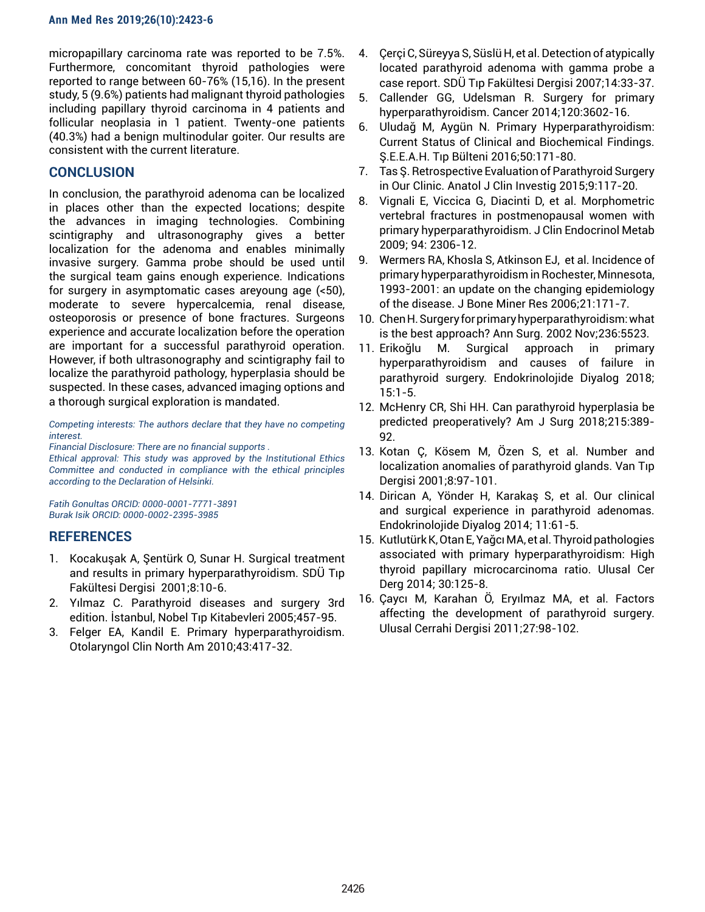micropapillary carcinoma rate was reported to be 7.5%. Furthermore, concomitant thyroid pathologies were reported to range between 60-76% (15,16). In the present study, 5 (9.6%) patients had malignant thyroid pathologies including papillary thyroid carcinoma in 4 patients and follicular neoplasia in 1 patient. Twenty-one patients (40.3%) had a benign multinodular goiter. Our results are consistent with the current literature.

## CONCLUSION

In conclusion, the parathyroid adenoma can be localized in places other than the expected locations; despite the advances in imaging technologies. Combining scintigraphy and ultrasonography gives a better localization for the adenoma and enables minimally invasive surgery. Gamma probe should be used until the surgical team gains enough experience. Indications for surgery in asymptomatic cases areyoung age (<50), moderate to severe hypercalcemia, renal disease, osteoporosis or presence of bone fractures. Surgeons experience and accurate localization before the operation are important for a successful parathyroid operation. However, if both ultrasonography and scintigraphy fail to localize the parathyroid pathology, hyperplasia should be suspected. In these cases, advanced imaging options and a thorough surgical exploration is mandated.

*Competing interests: The authors declare that they have no competing interest.*
*Financial Disclosure: There are no financial supports .*
*Ethical approval: This study was approved by the Institutional Ethics Committee and conducted in compliance with the ethical principles according to the Declaration of Helsinki.*

*Fatih Gonultas ORCID: 0000-0001-7771-3891*
*Burak Isik ORCID: 0000-0002-2395-3985*

## REFERENCES

1. Kocakuşak A, Şentürk O, Sunar H. Surgical treatment and results in primary hyperparathyroidism. SDÜ Tıp Fakültesi Dergisi 2001;8:10-6.
2. Yılmaz C. Parathyroid diseases and surgery 3rd edition. İstanbul, Nobel Tıp Kitabevleri 2005;457-95.
3. Felger EA, Kandil E. Primary hyperparathyroidism. Otolaryngol Clin North Am 2010;43:417-32.
4. Çerçi C, Süreyya S, Süslü H, et al. Detection of atypically located parathyroid adenoma with gamma probe a case report. SDÜ Tıp Fakültesi Dergisi 2007;14:33-37.
5. Callender GG, Udelsman R. Surgery for primary hyperparathyroidism. Cancer 2014;120:3602-16.
6. Uludağ M, Aygün N. Primary Hyperparathyroidism: Current Status of Clinical and Biochemical Findings. Ş.E.E.A.H. Tıp Bülteni 2016;50:171-80.
7. Tas Ş. Retrospective Evaluation of Parathyroid Surgery in Our Clinic. Anatol J Clin Investig 2015;9:117-20.
8. Vignali E, Viccica G, Diacinti D, et al. Morphometric vertebral fractures in postmenopausal women with primary hyperparathyroidism. J Clin Endocrinol Metab 2009; 94: 2306-12.
9. Wermers RA, Khosla S, Atkinson EJ, et al. Incidence of primary hyperparathyroidism in Rochester, Minnesota, 1993-2001: an update on the changing epidemiology of the disease. J Bone Miner Res 2006;21:171-7.
10. Chen H. Surgery for primary hyperparathyroidism: what is the best approach? Ann Surg. 2002 Nov;236:5523.
11. Erikoğlu M. Surgical approach in primary hyperparathyroidism and causes of failure in parathyroid surgery. Endokrinolojide Diyalog 2018; 15:1-5.
12. McHenry CR, Shi HH. Can parathyroid hyperplasia be predicted preoperatively? Am J Surg 2018;215:389-92.
13. Kotan Ç, Kösem M, Özen S, et al. Number and localization anomalies of parathyroid glands. Van Tıp Dergisi 2001;8:97-101.
14. Dirican A, Yönder H, Karakaş S, et al. Our clinical and surgical experience in parathyroid adenomas. Endokrinolojide Diyalog 2014; 11:61-5.
15. Kutlutürk K, Otan E, Yağcı MA, et al. Thyroid pathologies associated with primary hyperparathyroidism: High thyroid papillary microcarcinoma ratio. Ulusal Cer Derg 2014; 30:125-8.
16. Çaycı M, Karahan Ö, Eryılmaz MA, et al. Factors affecting the development of parathyroid surgery. Ulusal Cerrahi Dergisi 2011;27:98-102.